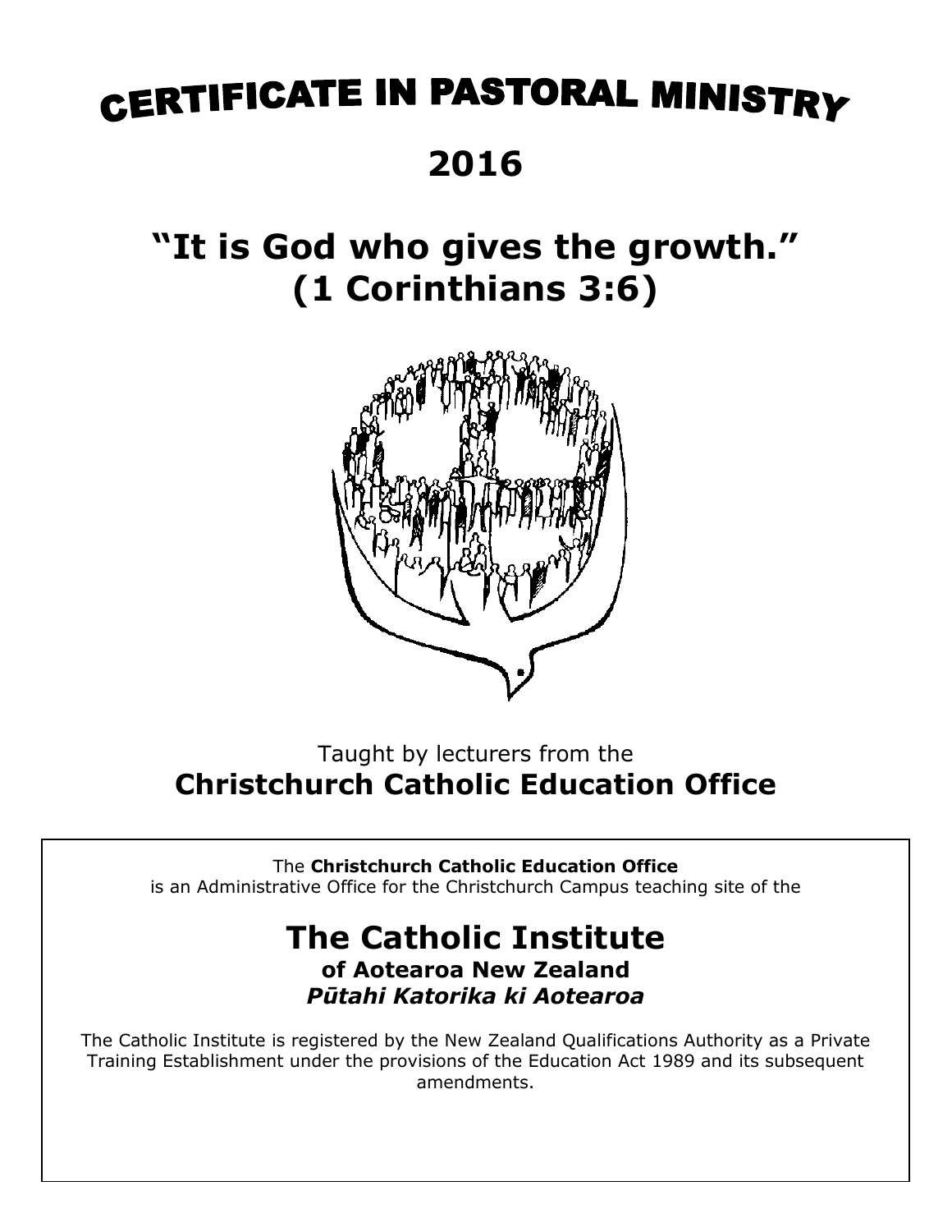# CERTIFICATE IN PASTORAL MINISTRY

## 2016

## "It is God who gives the growth." (1 Corinthians 3:6)

Taught by lecturers from the

**Christchurch Catholic Education Office**

The **Christchurch Catholic Education Office** is an Administrative Office for the Christchurch Campus teaching site of the

## The Catholic Institute

**of Aotearoa New Zealand**

***Pūtahi Katorika ki Aotearoa***

The Catholic Institute is registered by the New Zealand Qualifications Authority as a Private Training Establishment under the provisions of the Education Act 1989 and its subsequent amendments.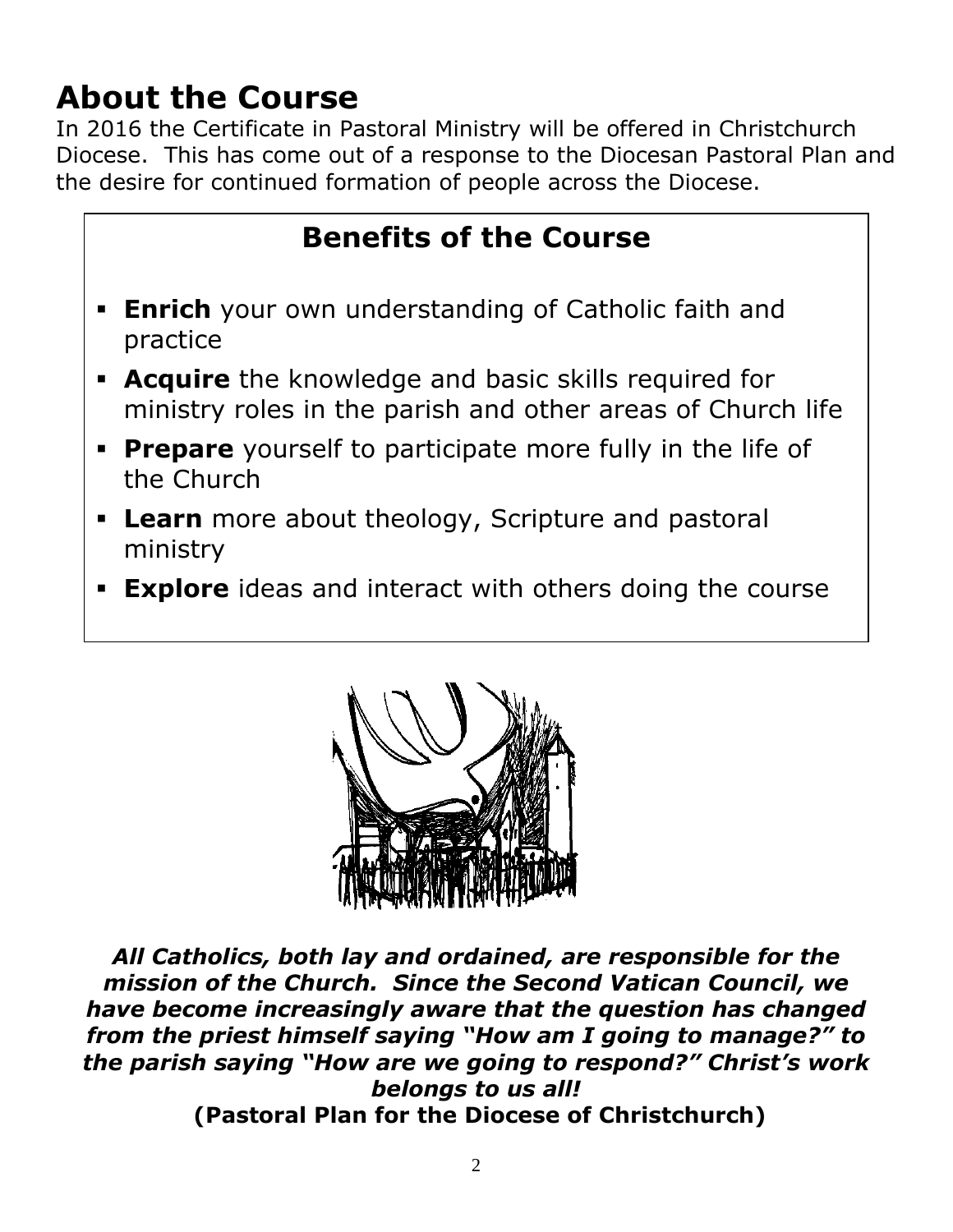# About the Course

In 2016 the Certificate in Pastoral Ministry will be offered in Christchurch Diocese. This has come out of a response to the Diocesan Pastoral Plan and the desire for continued formation of people across the Diocese.

## Benefits of the Course

- **Enrich** your own understanding of Catholic faith and practice
- **Acquire** the knowledge and basic skills required for ministry roles in the parish and other areas of Church life
- **Prepare** yourself to participate more fully in the life of the Church
- **Learn** more about theology, Scripture and pastoral ministry
- **Explore** ideas and interact with others doing the course

***All Catholics, both lay and ordained, are responsible for the mission of the Church. Since the Second Vatican Council, we have become increasingly aware that the question has changed from the priest himself saying "How am I going to manage?" to the parish saying "How are we going to respond?" Christ's work belongs to us all!***

**(Pastoral Plan for the Diocese of Christchurch)**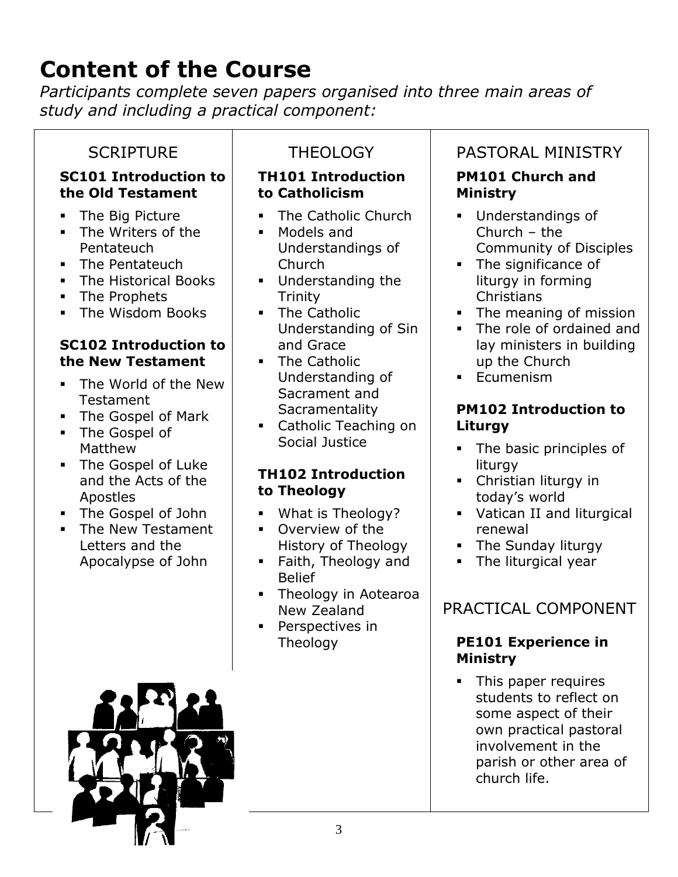# Content of the Course

*Participants complete seven papers organised into three main areas of study and including a practical component:*

## SCRIPTURE

### SC101 Introduction to the Old Testament

- The Big Picture
- The Writers of the Pentateuch
- The Pentateuch
- The Historical Books
- The Prophets
- The Wisdom Books

### SC102 Introduction to the New Testament

- The World of the New Testament
- The Gospel of Mark
- The Gospel of Matthew
- The Gospel of Luke and the Acts of the Apostles
- The Gospel of John
- The New Testament Letters and the Apocalypse of John

## THEOLOGY

### TH101 Introduction to Catholicism

- The Catholic Church
- Models and Understandings of Church
- Understanding the Trinity
- The Catholic Understanding of Sin and Grace
- The Catholic Understanding of Sacrament and Sacramentality
- Catholic Teaching on Social Justice

### TH102 Introduction to Theology

- What is Theology?
- Overview of the History of Theology
- Faith, Theology and Belief
- Theology in Aotearoa New Zealand
- Perspectives in Theology

## PASTORAL MINISTRY

### PM101 Church and Ministry

- Understandings of Church – the Community of Disciples
- The significance of liturgy in forming Christians
- The meaning of mission
- The role of ordained and lay ministers in building up the Church
- Ecumenism

### PM102 Introduction to Liturgy

- The basic principles of liturgy
- Christian liturgy in today's world
- Vatican II and liturgical renewal
- The Sunday liturgy
- The liturgical year

## PRACTICAL COMPONENT

### PE101 Experience in Ministry

- This paper requires students to reflect on some aspect of their own practical pastoral involvement in the parish or other area of church life.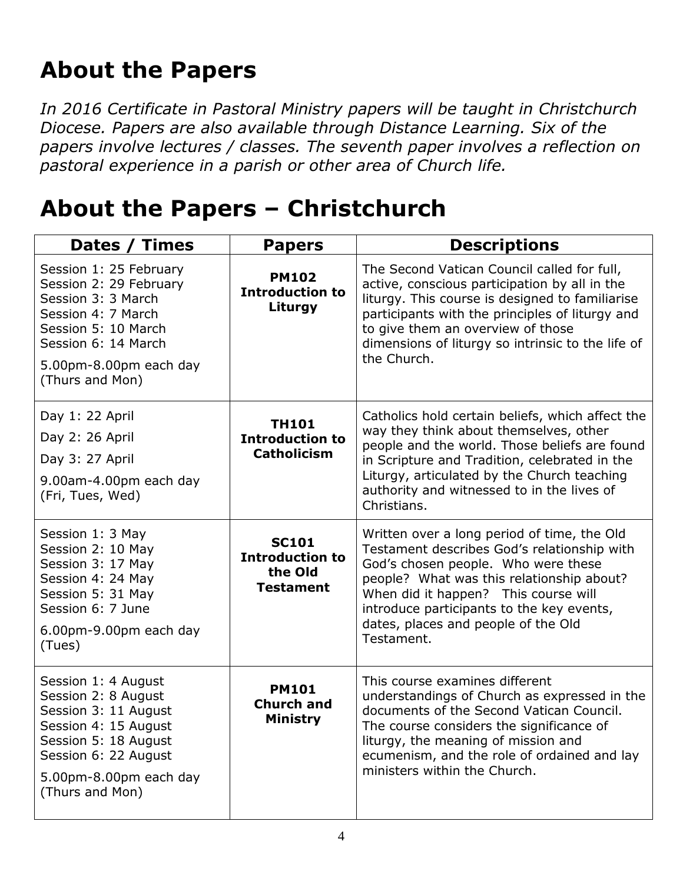# About the Papers

*In 2016 Certificate in Pastoral Ministry papers will be taught in Christchurch Diocese. Papers are also available through Distance Learning. Six of the papers involve lectures / classes. The seventh paper involves a reflection on pastoral experience in a parish or other area of Church life.*

# About the Papers – Christchurch

| Dates / Times | Papers | Descriptions |
|---|---|---|
| Session 1: 25 February<br>Session 2: 29 February<br>Session 3: 3 March<br>Session 4: 7 March<br>Session 5: 10 March<br>Session 6: 14 March<br>5.00pm-8.00pm each day (Thurs and Mon) | **PM102 Introduction to Liturgy** | The Second Vatican Council called for full, active, conscious participation by all in the liturgy. This course is designed to familiarise participants with the principles of liturgy and to give them an overview of those dimensions of liturgy so intrinsic to the life of the Church. |
| Day 1: 22 April<br>Day 2: 26 April<br>Day 3: 27 April<br>9.00am-4.00pm each day (Fri, Tues, Wed) | **TH101 Introduction to Catholicism** | Catholics hold certain beliefs, which affect the way they think about themselves, other people and the world. Those beliefs are found in Scripture and Tradition, celebrated in the Liturgy, articulated by the Church teaching authority and witnessed to in the lives of Christians. |
| Session 1: 3 May<br>Session 2: 10 May<br>Session 3: 17 May<br>Session 4: 24 May<br>Session 5: 31 May<br>Session 6: 7 June<br>6.00pm-9.00pm each day (Tues) | **SC101 Introduction to the Old Testament** | Written over a long period of time, the Old Testament describes God's relationship with God's chosen people. Who were these people? What was this relationship about? When did it happen? This course will introduce participants to the key events, dates, places and people of the Old Testament. |
| Session 1: 4 August<br>Session 2: 8 August<br>Session 3: 11 August<br>Session 4: 15 August<br>Session 5: 18 August<br>Session 6: 22 August<br>5.00pm-8.00pm each day (Thurs and Mon) | **PM101 Church and Ministry** | This course examines different understandings of Church as expressed in the documents of the Second Vatican Council. The course considers the significance of liturgy, the meaning of mission and ecumenism, and the role of ordained and lay ministers within the Church. |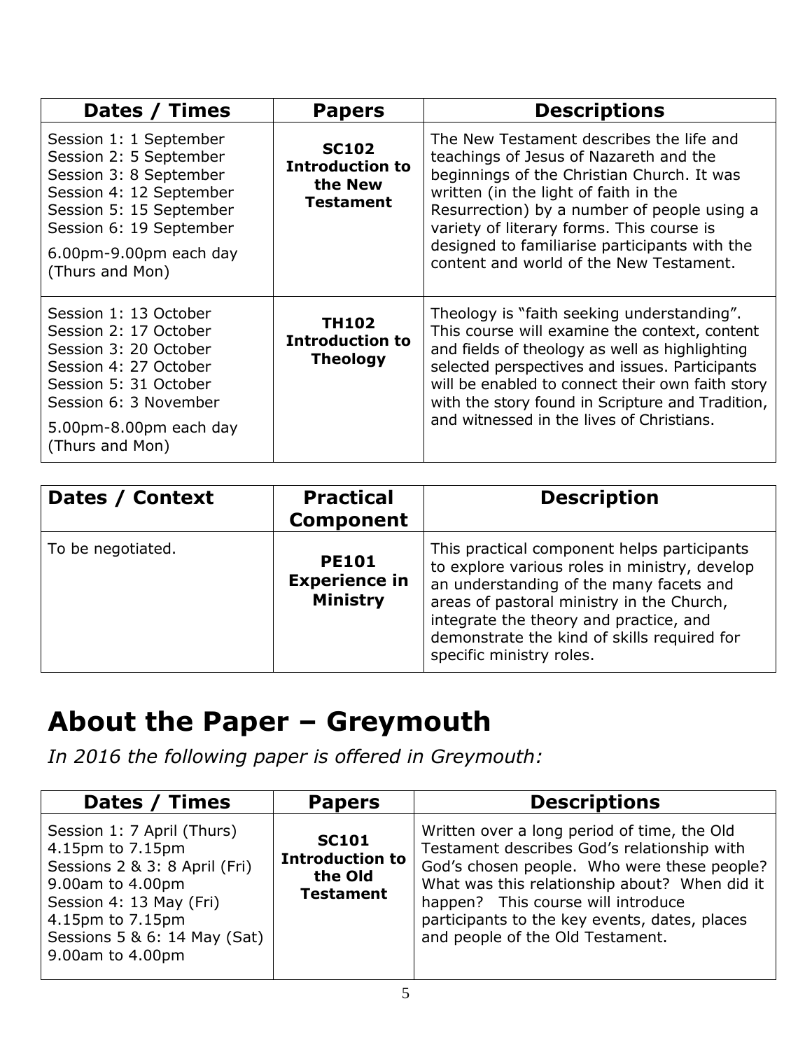| Dates / Times | Papers | Descriptions |
|---|---|---|
| Session 1: 1 September<br>Session 2: 5 September<br>Session 3: 8 September<br>Session 4: 12 September<br>Session 5: 15 September<br>Session 6: 19 September<br>6.00pm-9.00pm each day (Thurs and Mon) | **SC102 Introduction to the New Testament** | The New Testament describes the life and teachings of Jesus of Nazareth and the beginnings of the Christian Church. It was written (in the light of faith in the Resurrection) by a number of people using a variety of literary forms. This course is designed to familiarise participants with the content and world of the New Testament. |
| Session 1: 13 October<br>Session 2: 17 October<br>Session 3: 20 October<br>Session 4: 27 October<br>Session 5: 31 October<br>Session 6: 3 November<br>5.00pm-8.00pm each day (Thurs and Mon) | **TH102 Introduction to Theology** | Theology is "faith seeking understanding". This course will examine the context, content and fields of theology as well as highlighting selected perspectives and issues. Participants will be enabled to connect their own faith story with the story found in Scripture and Tradition, and witnessed in the lives of Christians. |

| Dates / Context | Practical Component | Description |
|---|---|---|
| To be negotiated. | **PE101 Experience in Ministry** | This practical component helps participants to explore various roles in ministry, develop an understanding of the many facets and areas of pastoral ministry in the Church, integrate the theory and practice, and demonstrate the kind of skills required for specific ministry roles. |

# About the Paper – Greymouth

*In 2016 the following paper is offered in Greymouth:*

| Dates / Times | Papers | Descriptions |
|---|---|---|
| Session 1: 7 April (Thurs)<br>4.15pm to 7.15pm<br>Sessions 2 & 3: 8 April (Fri)<br>9.00am to 4.00pm<br>Session 4: 13 May (Fri)<br>4.15pm to 7.15pm<br>Sessions 5 & 6: 14 May (Sat)<br>9.00am to 4.00pm | **SC101 Introduction to the Old Testament** | Written over a long period of time, the Old Testament describes God's relationship with God's chosen people. Who were these people? What was this relationship about? When did it happen? This course will introduce participants to the key events, dates, places and people of the Old Testament. |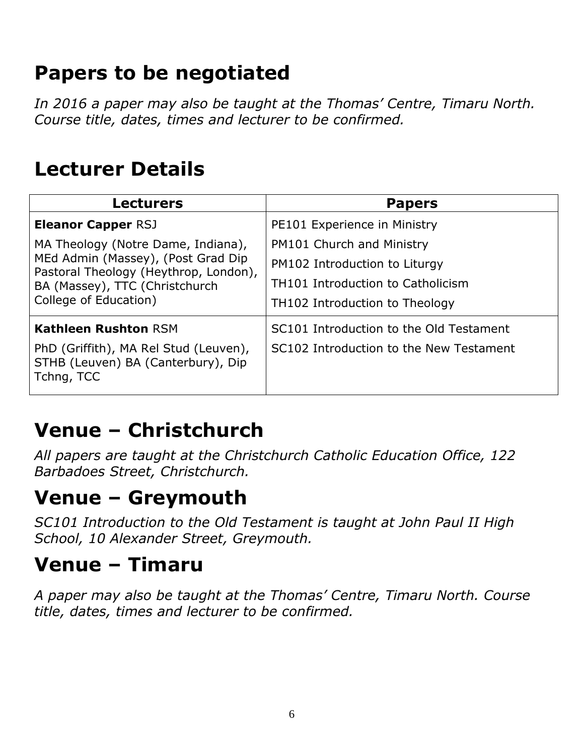# Papers to be negotiated

*In 2016 a paper may also be taught at the Thomas' Centre, Timaru North. Course title, dates, times and lecturer to be confirmed.*

# Lecturer Details

| Lecturers | Papers |
|---|---|
| **Eleanor Capper** RSJ<br>MA Theology (Notre Dame, Indiana), MEd Admin (Massey), (Post Grad Dip Pastoral Theology (Heythrop, London), BA (Massey), TTC (Christchurch College of Education) | PE101 Experience in Ministry<br>PM101 Church and Ministry<br>PM102 Introduction to Liturgy<br>TH101 Introduction to Catholicism<br>TH102 Introduction to Theology |
| **Kathleen Rushton** RSM<br>PhD (Griffith), MA Rel Stud (Leuven), STHB (Leuven) BA (Canterbury), Dip Tchng, TCC | SC101 Introduction to the Old Testament<br>SC102 Introduction to the New Testament |

# Venue – Christchurch

*All papers are taught at the Christchurch Catholic Education Office, 122 Barbadoes Street, Christchurch.*

# Venue – Greymouth

*SC101 Introduction to the Old Testament is taught at John Paul II High School, 10 Alexander Street, Greymouth.*

# Venue – Timaru

*A paper may also be taught at the Thomas' Centre, Timaru North. Course title, dates, times and lecturer to be confirmed.*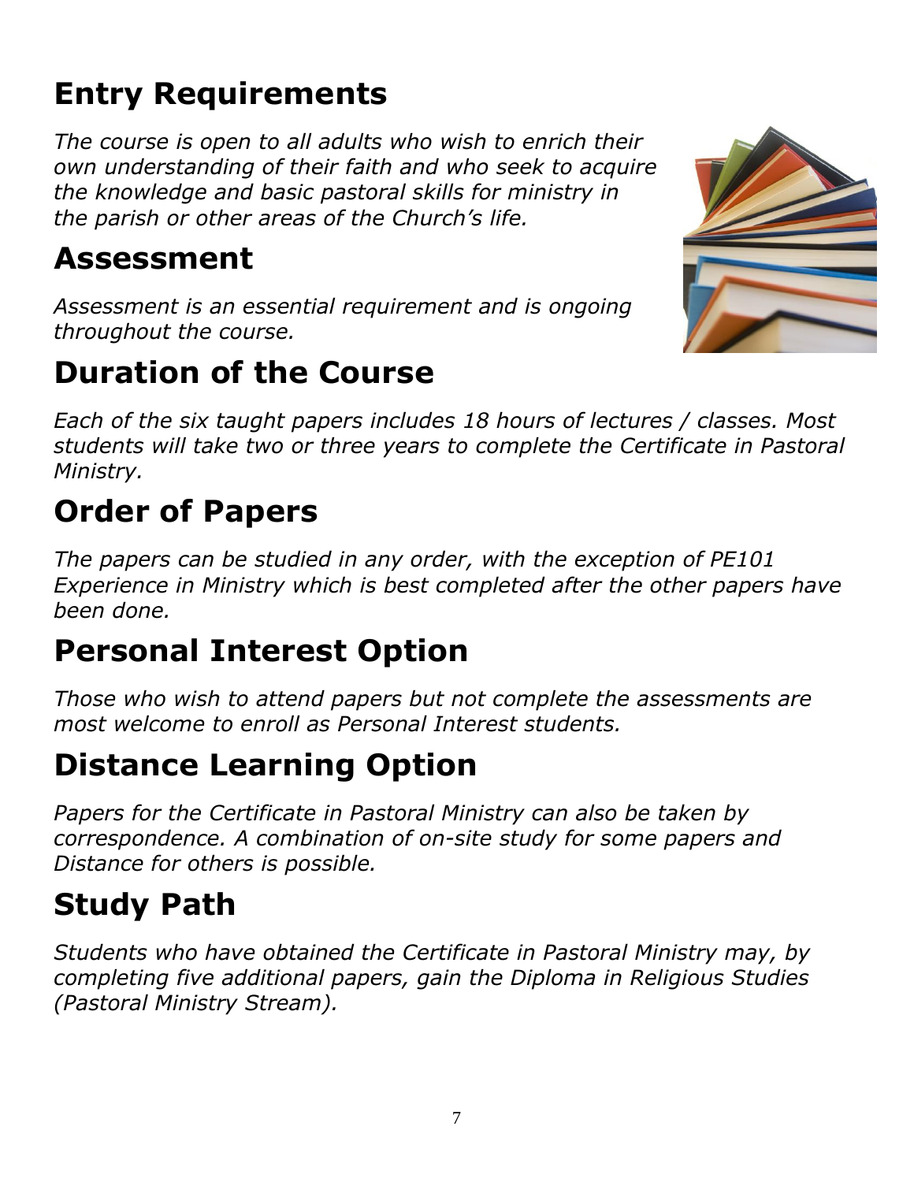## Entry Requirements

*The course is open to all adults who wish to enrich their own understanding of their faith and who seek to acquire the knowledge and basic pastoral skills for ministry in the parish or other areas of the Church's life.*

## Assessment

*Assessment is an essential requirement and is ongoing throughout the course.*

## Duration of the Course

*Each of the six taught papers includes 18 hours of lectures / classes. Most students will take two or three years to complete the Certificate in Pastoral Ministry.*

## Order of Papers

*The papers can be studied in any order, with the exception of PE101 Experience in Ministry which is best completed after the other papers have been done.*

## Personal Interest Option

*Those who wish to attend papers but not complete the assessments are most welcome to enroll as Personal Interest students.*

## Distance Learning Option

*Papers for the Certificate in Pastoral Ministry can also be taken by correspondence. A combination of on-site study for some papers and Distance for others is possible.*

## Study Path

*Students who have obtained the Certificate in Pastoral Ministry may, by completing five additional papers, gain the Diploma in Religious Studies (Pastoral Ministry Stream).*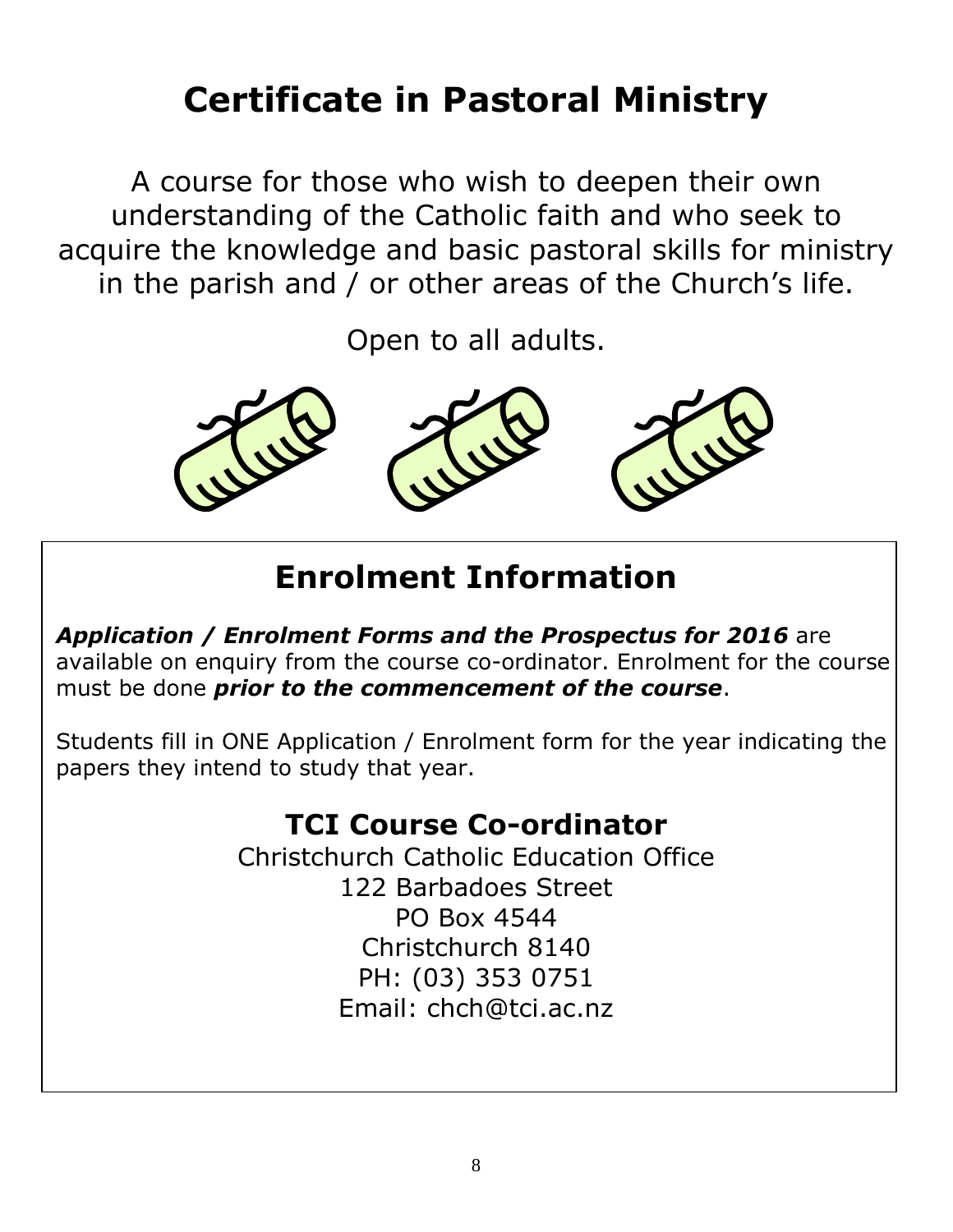# Certificate in Pastoral Ministry

A course for those who wish to deepen their own understanding of the Catholic faith and who seek to acquire the knowledge and basic pastoral skills for ministry in the parish and / or other areas of the Church's life.

Open to all adults.

## Enrolment Information

***Application / Enrolment Forms and the Prospectus for 2016*** are available on enquiry from the course co-ordinator. Enrolment for the course must be done ***prior to the commencement of the course***.

Students fill in ONE Application / Enrolment form for the year indicating the papers they intend to study that year.

### TCI Course Co-ordinator

Christchurch Catholic Education Office
122 Barbadoes Street
PO Box 4544
Christchurch 8140
PH: (03) 353 0751
Email: chch@tci.ac.nz